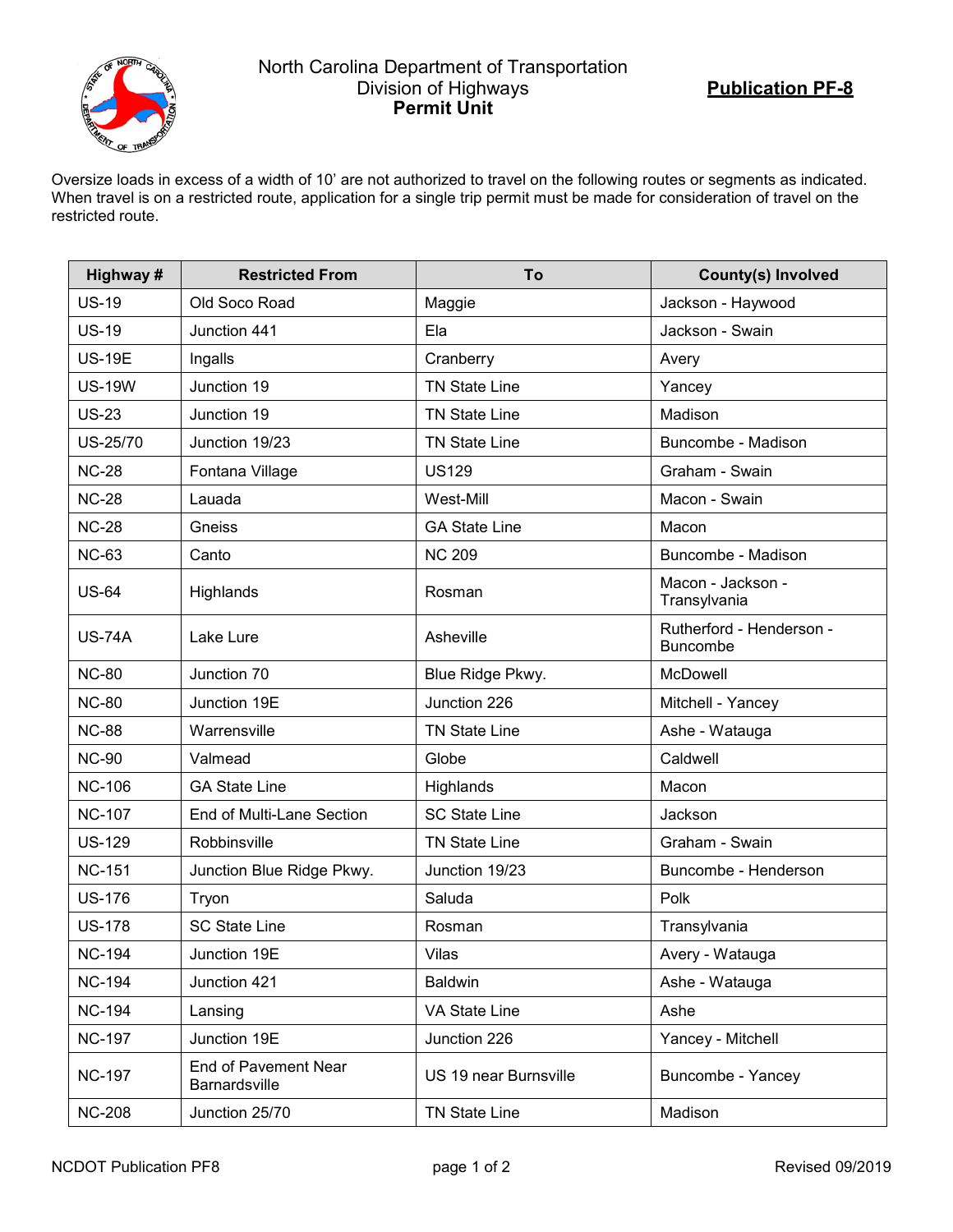North Carolina Department of Transportation
Division of Highways
**Permit Unit**

**Publication PF-8**

Oversize loads in excess of a width of 10' are not authorized to travel on the following routes or segments as indicated. When travel is on a restricted route, application for a single trip permit must be made for consideration of travel on the restricted route.

| Highway # | Restricted From | To | County(s) Involved |
|---|---|---|---|
| US-19 | Old Soco Road | Maggie | Jackson - Haywood |
| US-19 | Junction 441 | Ela | Jackson - Swain |
| US-19E | Ingalls | Cranberry | Avery |
| US-19W | Junction 19 | TN State Line | Yancey |
| US-23 | Junction 19 | TN State Line | Madison |
| US-25/70 | Junction 19/23 | TN State Line | Buncombe - Madison |
| NC-28 | Fontana Village | US129 | Graham - Swain |
| NC-28 | Lauada | West-Mill | Macon - Swain |
| NC-28 | Gneiss | GA State Line | Macon |
| NC-63 | Canto | NC 209 | Buncombe - Madison |
| US-64 | Highlands | Rosman | Macon - Jackson - Transylvania |
| US-74A | Lake Lure | Asheville | Rutherford - Henderson - Buncombe |
| NC-80 | Junction 70 | Blue Ridge Pkwy. | McDowell |
| NC-80 | Junction 19E | Junction 226 | Mitchell - Yancey |
| NC-88 | Warrensville | TN State Line | Ashe - Watauga |
| NC-90 | Valmead | Globe | Caldwell |
| NC-106 | GA State Line | Highlands | Macon |
| NC-107 | End of Multi-Lane Section | SC State Line | Jackson |
| US-129 | Robbinsville | TN State Line | Graham - Swain |
| NC-151 | Junction Blue Ridge Pkwy. | Junction 19/23 | Buncombe - Henderson |
| US-176 | Tryon | Saluda | Polk |
| US-178 | SC State Line | Rosman | Transylvania |
| NC-194 | Junction 19E | Vilas | Avery - Watauga |
| NC-194 | Junction 421 | Baldwin | Ashe - Watauga |
| NC-194 | Lansing | VA State Line | Ashe |
| NC-197 | Junction 19E | Junction 226 | Yancey - Mitchell |
| NC-197 | End of Pavement Near Barnardsville | US 19 near Burnsville | Buncombe - Yancey |
| NC-208 | Junction 25/70 | TN State Line | Madison |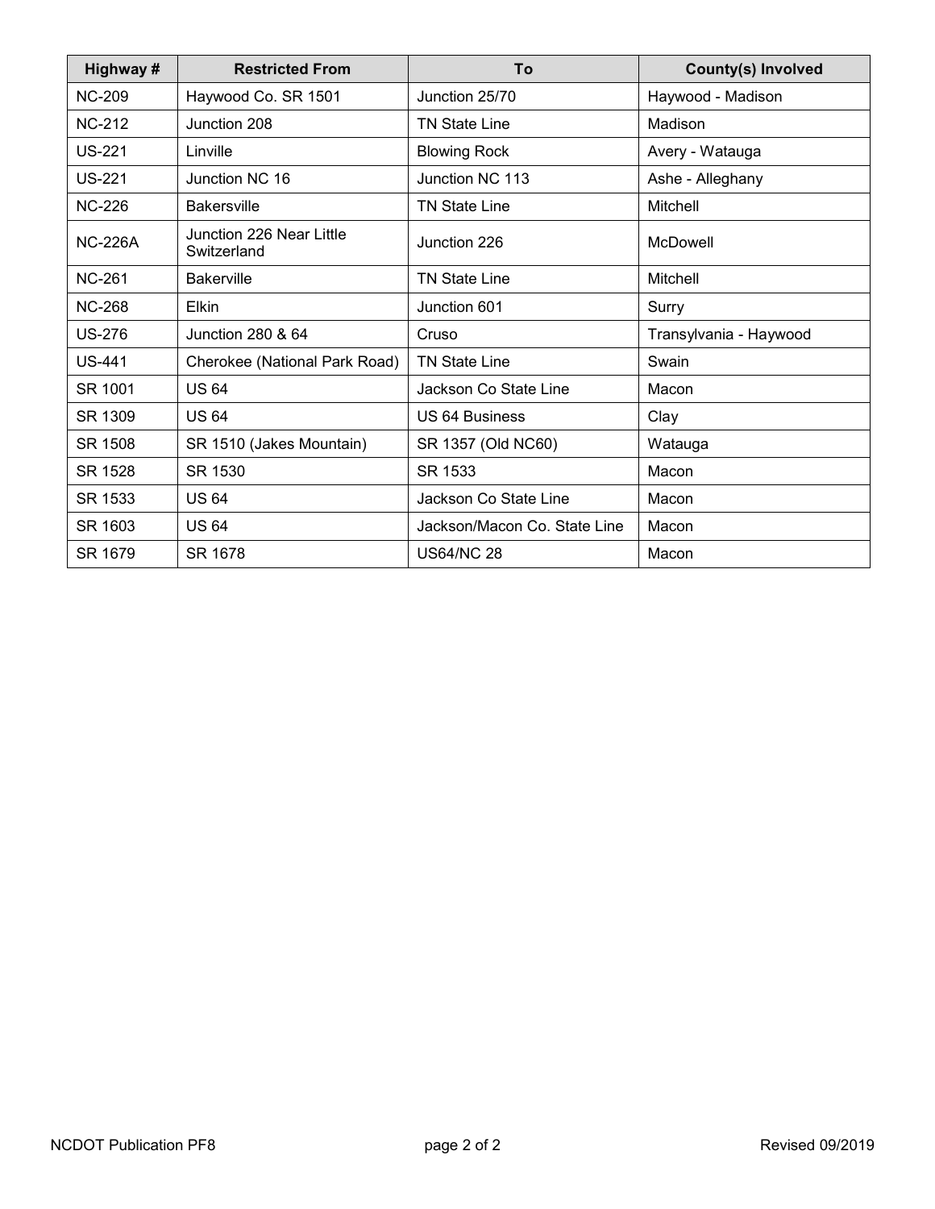| Highway # | Restricted From | To | County(s) Involved |
|---|---|---|---|
| NC-209 | Haywood Co. SR 1501 | Junction 25/70 | Haywood - Madison |
| NC-212 | Junction 208 | TN State Line | Madison |
| US-221 | Linville | Blowing Rock | Avery - Watauga |
| US-221 | Junction NC 16 | Junction NC 113 | Ashe - Alleghany |
| NC-226 | Bakersville | TN State Line | Mitchell |
| NC-226A | Junction 226 Near Little Switzerland | Junction 226 | McDowell |
| NC-261 | Bakerville | TN State Line | Mitchell |
| NC-268 | Elkin | Junction 601 | Surry |
| US-276 | Junction 280 & 64 | Cruso | Transylvania - Haywood |
| US-441 | Cherokee (National Park Road) | TN State Line | Swain |
| SR 1001 | US 64 | Jackson Co State Line | Macon |
| SR 1309 | US 64 | US 64 Business | Clay |
| SR 1508 | SR 1510 (Jakes Mountain) | SR 1357 (Old NC60) | Watauga |
| SR 1528 | SR 1530 | SR 1533 | Macon |
| SR 1533 | US 64 | Jackson Co State Line | Macon |
| SR 1603 | US 64 | Jackson/Macon Co. State Line | Macon |
| SR 1679 | SR 1678 | US64/NC 28 | Macon |

NCDOT Publication PF8 Revised 09/2019